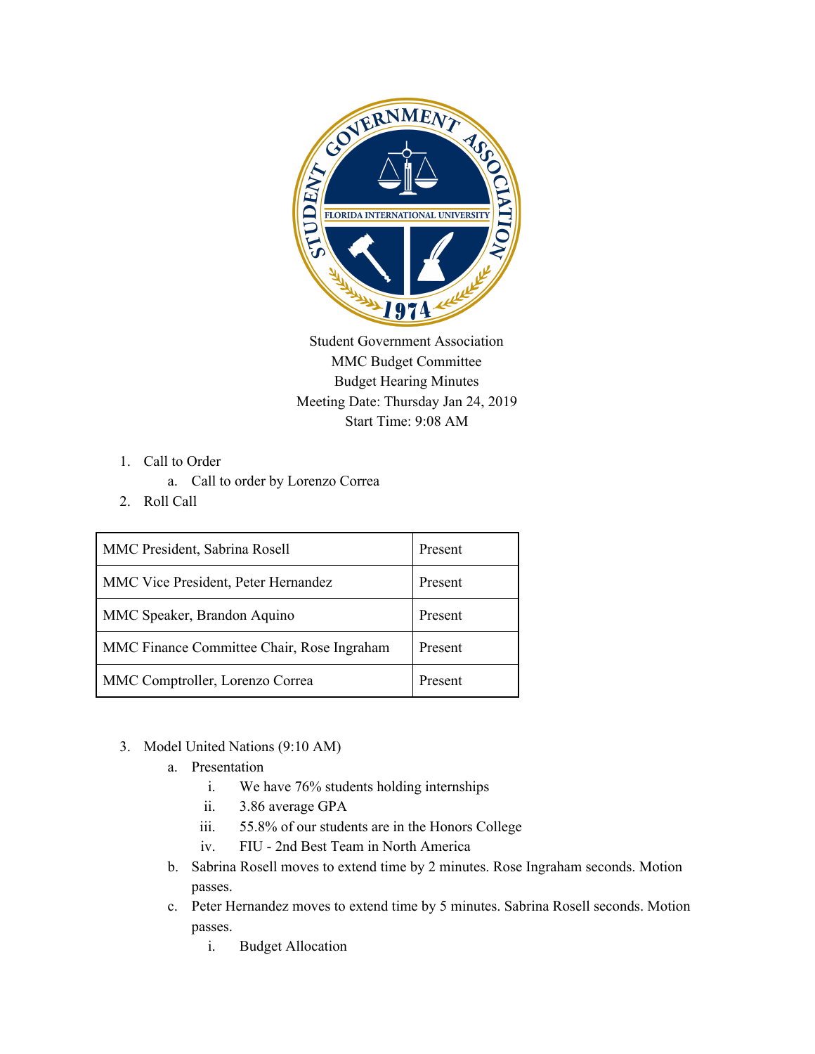Student Government Association
MMC Budget Committee
Budget Hearing Minutes
Meeting Date: Thursday Jan 24, 2019
Start Time: 9:08 AM

1. Call to Order
   a. Call to order by Lorenzo Correa
2. Roll Call

| MMC President, Sabrina Rosell | Present |
|---|---|
| MMC Vice President, Peter Hernandez | Present |
| MMC Speaker, Brandon Aquino | Present |
| MMC Finance Committee Chair, Rose Ingraham | Present |
| MMC Comptroller, Lorenzo Correa | Present |

3. Model United Nations (9:10 AM)
   a. Presentation
      i. We have 76% students holding internships
      ii. 3.86 average GPA
      iii. 55.8% of our students are in the Honors College
      iv. FIU - 2nd Best Team in North America
   b. Sabrina Rosell moves to extend time by 2 minutes. Rose Ingraham seconds. Motion passes.
   c. Peter Hernandez moves to extend time by 5 minutes. Sabrina Rosell seconds. Motion passes.
      i. Budget Allocation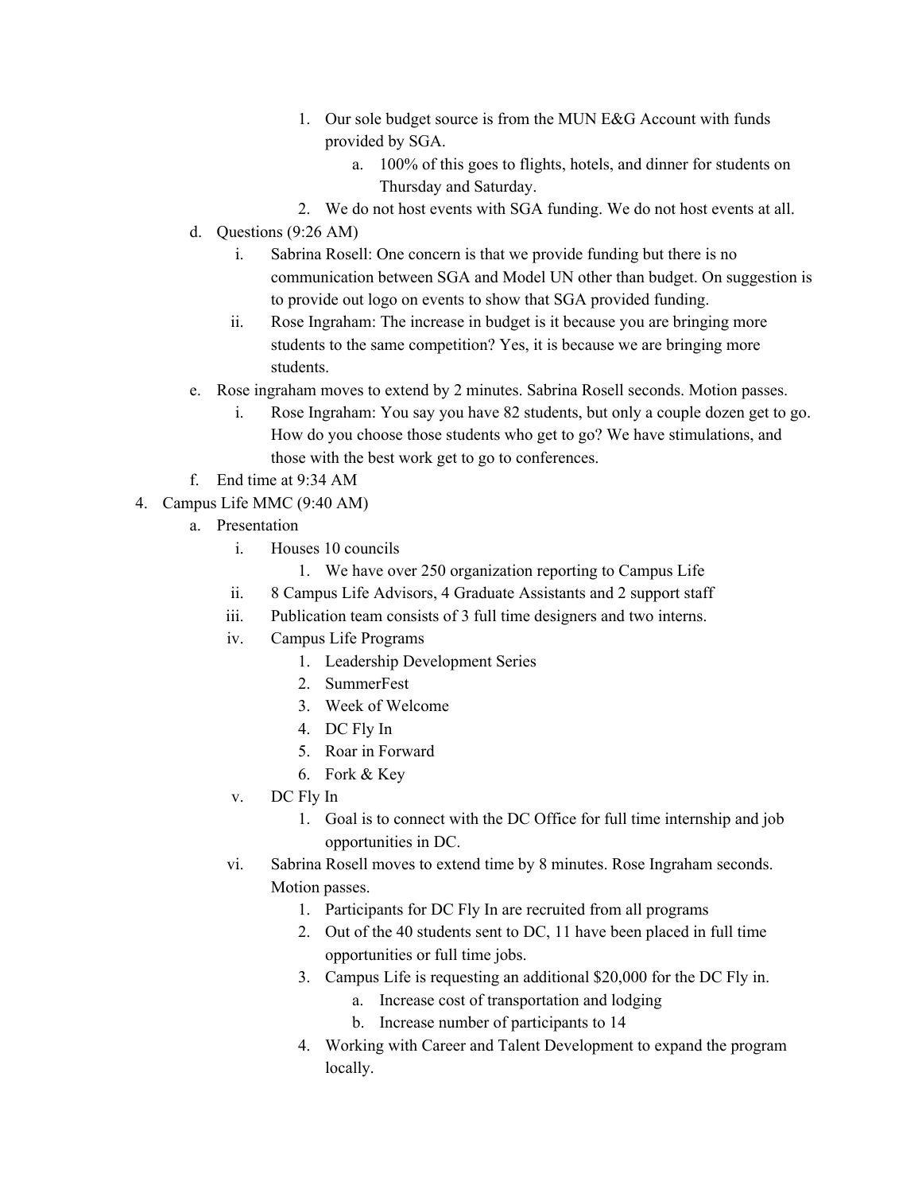1. Our sole budget source is from the MUN E&G Account with funds provided by SGA.
    a. 100% of this goes to flights, hotels, and dinner for students on Thursday and Saturday.
2. We do not host events with SGA funding. We do not host events at all.

d. Questions (9:26 AM)
    i. Sabrina Rosell: One concern is that we provide funding but there is no communication between SGA and Model UN other than budget. On suggestion is to provide out logo on events to show that SGA provided funding.
    ii. Rose Ingraham: The increase in budget is it because you are bringing more students to the same competition? Yes, it is because we are bringing more students.

e. Rose ingraham moves to extend by 2 minutes. Sabrina Rosell seconds. Motion passes.
    i. Rose Ingraham: You say you have 82 students, but only a couple dozen get to go. How do you choose those students who get to go? We have stimulations, and those with the best work get to go to conferences.

f. End time at 9:34 AM

4. Campus Life MMC (9:40 AM)
    a. Presentation
        i. Houses 10 councils
            1. We have over 250 organization reporting to Campus Life
        ii. 8 Campus Life Advisors, 4 Graduate Assistants and 2 support staff
        iii. Publication team consists of 3 full time designers and two interns.
        iv. Campus Life Programs
            1. Leadership Development Series
            2. SummerFest
            3. Week of Welcome
            4. DC Fly In
            5. Roar in Forward
            6. Fork & Key
        v. DC Fly In
            1. Goal is to connect with the DC Office for full time internship and job opportunities in DC.
        vi. Sabrina Rosell moves to extend time by 8 minutes. Rose Ingraham seconds. Motion passes.
            1. Participants for DC Fly In are recruited from all programs
            2. Out of the 40 students sent to DC, 11 have been placed in full time opportunities or full time jobs.
            3. Campus Life is requesting an additional $20,000 for the DC Fly in.
                a. Increase cost of transportation and lodging
                b. Increase number of participants to 14
            4. Working with Career and Talent Development to expand the program locally.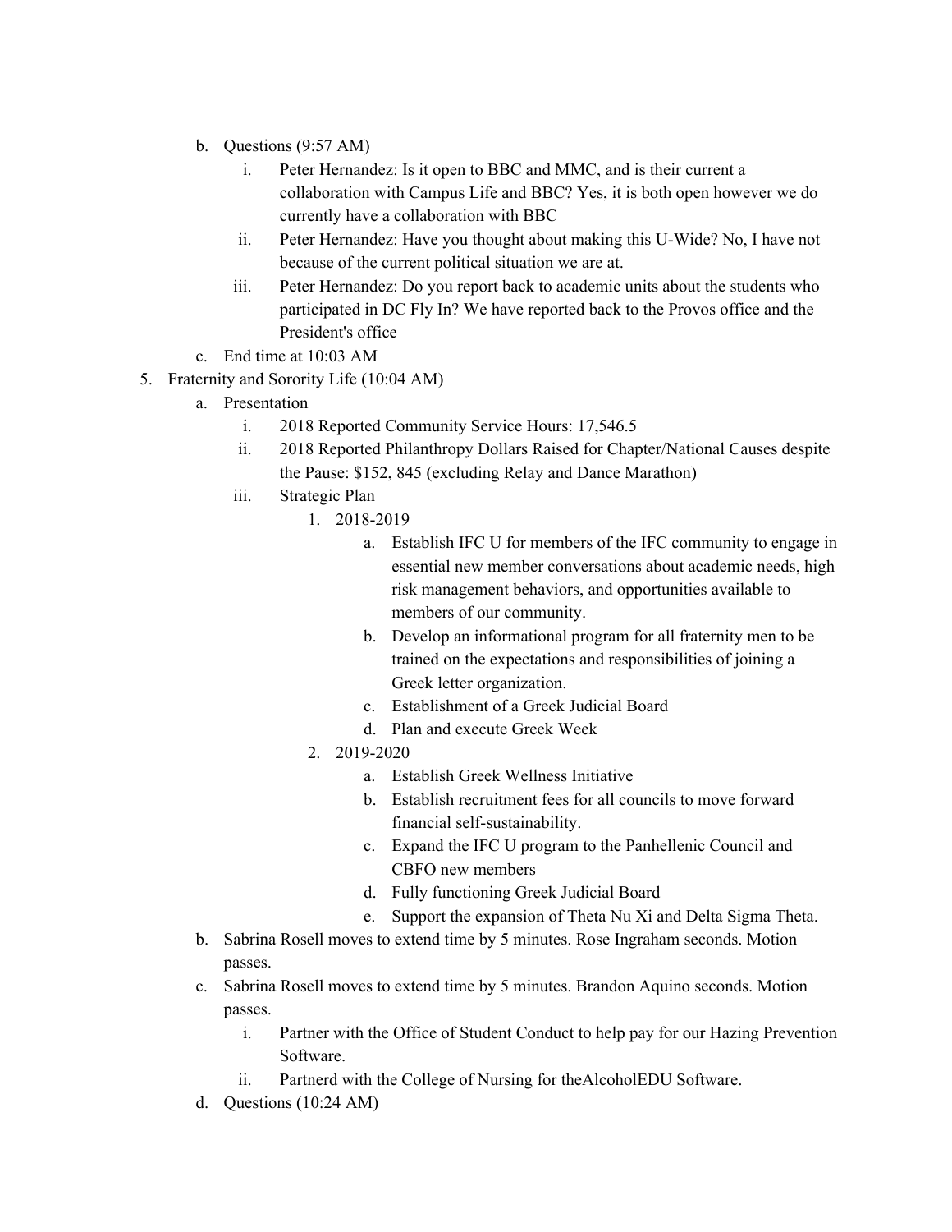b. Questions (9:57 AM)
    i. Peter Hernandez: Is it open to BBC and MMC, and is their current a collaboration with Campus Life and BBC? Yes, it is both open however we do currently have a collaboration with BBC
    ii. Peter Hernandez: Have you thought about making this U-Wide? No, I have not because of the current political situation we are at.
    iii. Peter Hernandez: Do you report back to academic units about the students who participated in DC Fly In? We have reported back to the Provos office and the President's office
c. End time at 10:03 AM

5. Fraternity and Sorority Life (10:04 AM)
    a. Presentation
        i. 2018 Reported Community Service Hours: 17,546.5
        ii. 2018 Reported Philanthropy Dollars Raised for Chapter/National Causes despite the Pause: $152, 845 (excluding Relay and Dance Marathon)
        iii. Strategic Plan
            1. 2018-2019
                a. Establish IFC U for members of the IFC community to engage in essential new member conversations about academic needs, high risk management behaviors, and opportunities available to members of our community.
                b. Develop an informational program for all fraternity men to be trained on the expectations and responsibilities of joining a Greek letter organization.
                c. Establishment of a Greek Judicial Board
                d. Plan and execute Greek Week
            2. 2019-2020
                a. Establish Greek Wellness Initiative
                b. Establish recruitment fees for all councils to move forward financial self-sustainability.
                c. Expand the IFC U program to the Panhellenic Council and CBFO new members
                d. Fully functioning Greek Judicial Board
                e. Support the expansion of Theta Nu Xi and Delta Sigma Theta.
    b. Sabrina Rosell moves to extend time by 5 minutes. Rose Ingraham seconds. Motion passes.
    c. Sabrina Rosell moves to extend time by 5 minutes. Brandon Aquino seconds. Motion passes.
        i. Partner with the Office of Student Conduct to help pay for our Hazing Prevention Software.
        ii. Partnerd with the College of Nursing for theAlcoholEDU Software.
    d. Questions (10:24 AM)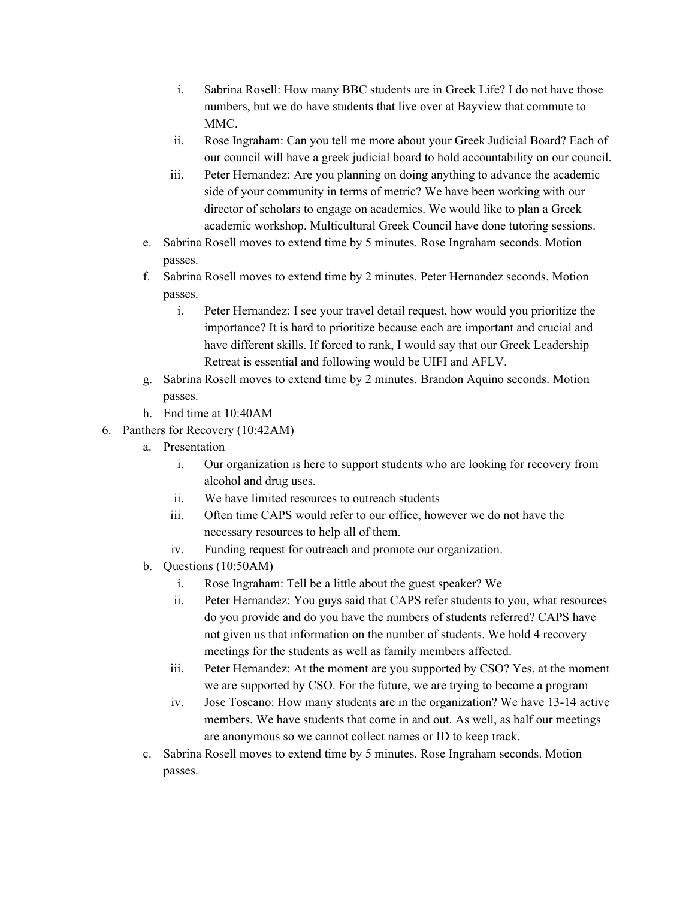i. Sabrina Rosell: How many BBC students are in Greek Life? I do not have those numbers, but we do have students that live over at Bayview that commute to MMC.
   ii. Rose Ingraham: Can you tell me more about your Greek Judicial Board? Each of our council will have a greek judicial board to hold accountability on our council.
   iii. Peter Hernandez: Are you planning on doing anything to advance the academic side of your community in terms of metric? We have been working with our director of scholars to engage on academics. We would like to plan a Greek academic workshop. Multicultural Greek Council have done tutoring sessions.

e. Sabrina Rosell moves to extend time by 5 minutes. Rose Ingraham seconds. Motion passes.

f. Sabrina Rosell moves to extend time by 2 minutes. Peter Hernandez seconds. Motion passes.
   i. Peter Hernandez: I see your travel detail request, how would you prioritize the importance? It is hard to prioritize because each are important and crucial and have different skills. If forced to rank, I would say that our Greek Leadership Retreat is essential and following would be UIFI and AFLV.

g. Sabrina Rosell moves to extend time by 2 minutes. Brandon Aquino seconds. Motion passes.

h. End time at 10:40AM

6. Panthers for Recovery (10:42AM)
   a. Presentation
      i. Our organization is here to support students who are looking for recovery from alcohol and drug uses.
      ii. We have limited resources to outreach students
      iii. Often time CAPS would refer to our office, however we do not have the necessary resources to help all of them.
      iv. Funding request for outreach and promote our organization.
   b. Questions (10:50AM)
      i. Rose Ingraham: Tell be a little about the guest speaker? We
      ii. Peter Hernandez: You guys said that CAPS refer students to you, what resources do you provide and do you have the numbers of students referred? CAPS have not given us that information on the number of students. We hold 4 recovery meetings for the students as well as family members affected.
      iii. Peter Hernandez: At the moment are you supported by CSO? Yes, at the moment we are supported by CSO. For the future, we are trying to become a program
      iv. Jose Toscano: How many students are in the organization? We have 13-14 active members. We have students that come in and out. As well, as half our meetings are anonymous so we cannot collect names or ID to keep track.
   c. Sabrina Rosell moves to extend time by 5 minutes. Rose Ingraham seconds. Motion passes.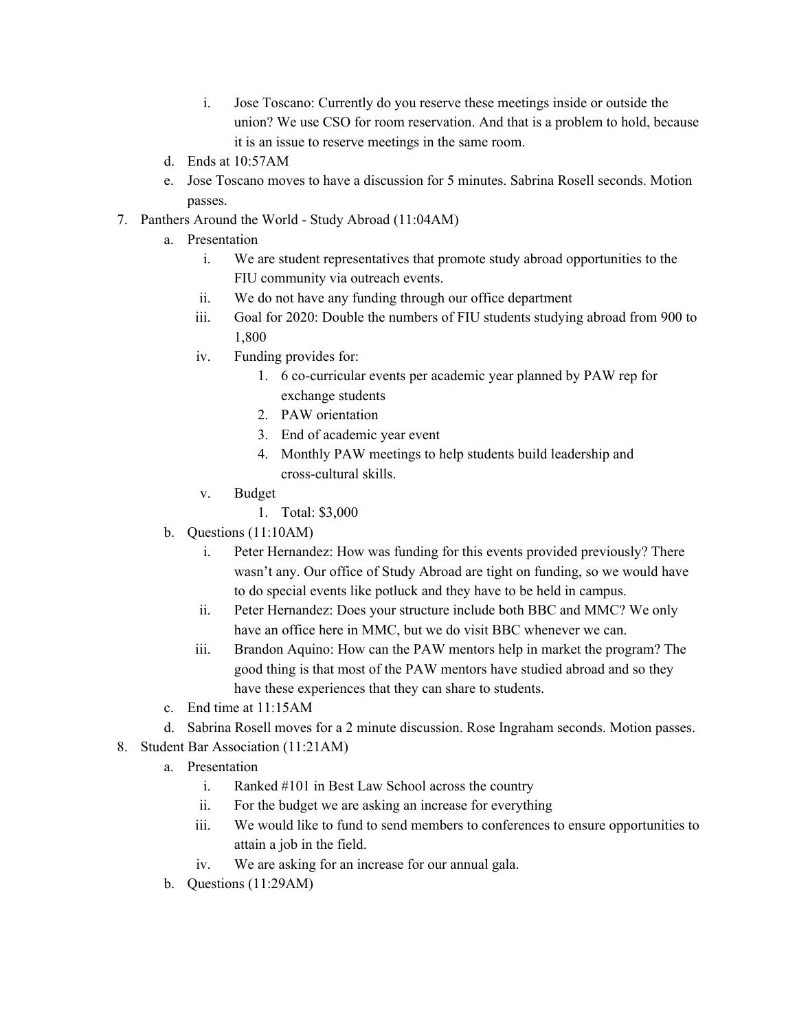i. Jose Toscano: Currently do you reserve these meetings inside or outside the union? We use CSO for room reservation. And that is a problem to hold, because it is an issue to reserve meetings in the same room.
   d. Ends at 10:57AM
   e. Jose Toscano moves to have a discussion for 5 minutes. Sabrina Rosell seconds. Motion passes.

7. Panthers Around the World - Study Abroad (11:04AM)
   a. Presentation
      i. We are student representatives that promote study abroad opportunities to the FIU community via outreach events.
      ii. We do not have any funding through our office department
      iii. Goal for 2020: Double the numbers of FIU students studying abroad from 900 to 1,800
      iv. Funding provides for:
         1. 6 co-curricular events per academic year planned by PAW rep for exchange students
         2. PAW orientation
         3. End of academic year event
         4. Monthly PAW meetings to help students build leadership and cross-cultural skills.
      v. Budget
         1. Total: $3,000
   b. Questions (11:10AM)
      i. Peter Hernandez: How was funding for this events provided previously? There wasn't any. Our office of Study Abroad are tight on funding, so we would have to do special events like potluck and they have to be held in campus.
      ii. Peter Hernandez: Does your structure include both BBC and MMC? We only have an office here in MMC, but we do visit BBC whenever we can.
      iii. Brandon Aquino: How can the PAW mentors help in market the program? The good thing is that most of the PAW mentors have studied abroad and so they have these experiences that they can share to students.
   c. End time at 11:15AM
   d. Sabrina Rosell moves for a 2 minute discussion. Rose Ingraham seconds. Motion passes.

8. Student Bar Association (11:21AM)
   a. Presentation
      i. Ranked #101 in Best Law School across the country
      ii. For the budget we are asking an increase for everything
      iii. We would like to fund to send members to conferences to ensure opportunities to attain a job in the field.
      iv. We are asking for an increase for our annual gala.
   b. Questions (11:29AM)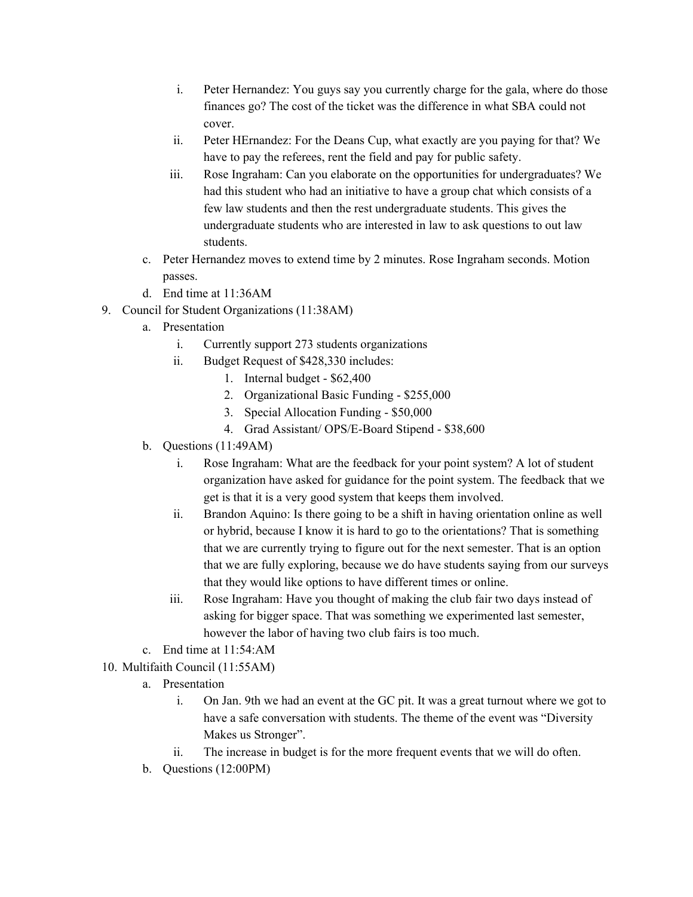i. Peter Hernandez: You guys say you currently charge for the gala, where do those finances go? The cost of the ticket was the difference in what SBA could not cover.
   ii. Peter HErnandez: For the Deans Cup, what exactly are you paying for that? We have to pay the referees, rent the field and pay for public safety.
   iii. Rose Ingraham: Can you elaborate on the opportunities for undergraduates? We had this student who had an initiative to have a group chat which consists of a few law students and then the rest undergraduate students. This gives the undergraduate students who are interested in law to ask questions to out law students.
  - c. Peter Hernandez moves to extend time by 2 minutes. Rose Ingraham seconds. Motion passes.
  - d. End time at 11:36AM

9. Council for Student Organizations (11:38AM)
   - a. Presentation
      - i. Currently support 273 students organizations
      - ii. Budget Request of $428,330 includes:
         1. Internal budget - $62,400
         2. Organizational Basic Funding - $255,000
         3. Special Allocation Funding - $50,000
         4. Grad Assistant/ OPS/E-Board Stipend - $38,600
   - b. Questions (11:49AM)
      - i. Rose Ingraham: What are the feedback for your point system? A lot of student organization have asked for guidance for the point system. The feedback that we get is that it is a very good system that keeps them involved.
      - ii. Brandon Aquino: Is there going to be a shift in having orientation online as well or hybrid, because I know it is hard to go to the orientations? That is something that we are currently trying to figure out for the next semester. That is an option that we are fully exploring, because we do have students saying from our surveys that they would like options to have different times or online.
      - iii. Rose Ingraham: Have you thought of making the club fair two days instead of asking for bigger space. That was something we experimented last semester, however the labor of having two club fairs is too much.
   - c. End time at 11:54:AM

10. Multifaith Council (11:55AM)
    - a. Presentation
       - i. On Jan. 9th we had an event at the GC pit. It was a great turnout where we got to have a safe conversation with students. The theme of the event was "Diversity Makes us Stronger".
       - ii. The increase in budget is for the more frequent events that we will do often.
    - b. Questions (12:00PM)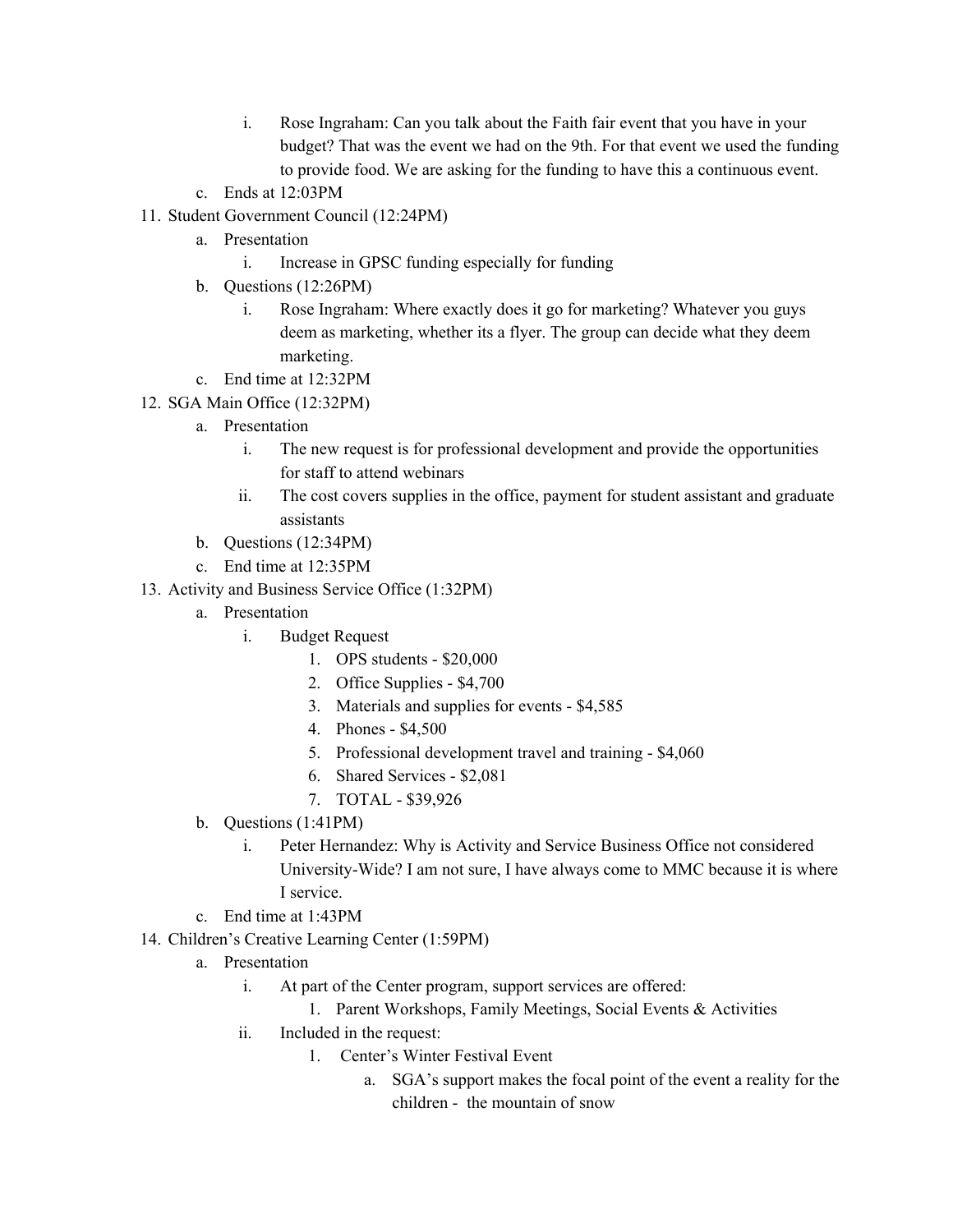i. Rose Ingraham: Can you talk about the Faith fair event that you have in your budget? That was the event we had on the 9th. For that event we used the funding to provide food. We are asking for the funding to have this a continuous event.

c. Ends at 12:03PM

11. Student Government Council (12:24PM)
    a. Presentation
       i. Increase in GPSC funding especially for funding
    b. Questions (12:26PM)
       i. Rose Ingraham: Where exactly does it go for marketing? Whatever you guys deem as marketing, whether its a flyer. The group can decide what they deem marketing.
    c. End time at 12:32PM
12. SGA Main Office (12:32PM)
    a. Presentation
       i. The new request is for professional development and provide the opportunities for staff to attend webinars
       ii. The cost covers supplies in the office, payment for student assistant and graduate assistants
    b. Questions (12:34PM)
    c. End time at 12:35PM
13. Activity and Business Service Office (1:32PM)
    a. Presentation
       i. Budget Request
          1. OPS students - $20,000
          2. Office Supplies - $4,700
          3. Materials and supplies for events - $4,585
          4. Phones - $4,500
          5. Professional development travel and training - $4,060
          6. Shared Services - $2,081
          7. TOTAL - $39,926
    b. Questions (1:41PM)
       i. Peter Hernandez: Why is Activity and Service Business Office not considered University-Wide? I am not sure, I have always come to MMC because it is where I service.
    c. End time at 1:43PM
14. Children's Creative Learning Center (1:59PM)
    a. Presentation
       i. At part of the Center program, support services are offered:
          1. Parent Workshops, Family Meetings, Social Events & Activities
       ii. Included in the request:
          1. Center's Winter Festival Event
             a. SGA's support makes the focal point of the event a reality for the children - the mountain of snow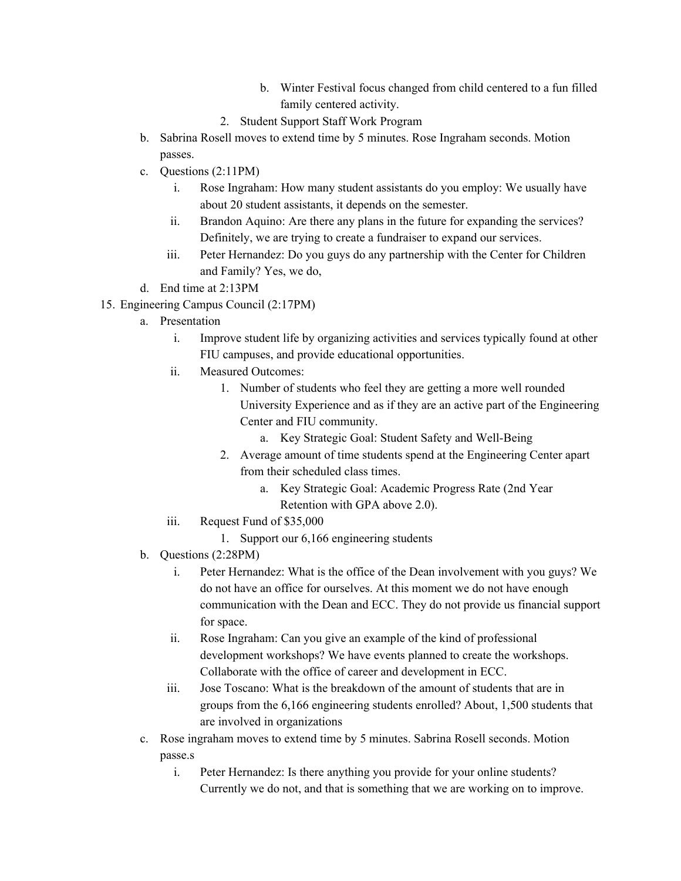b. Winter Festival focus changed from child centered to a fun filled family centered activity.
        2. Student Support Staff Work Program
    b. Sabrina Rosell moves to extend time by 5 minutes. Rose Ingraham seconds. Motion passes.
    c. Questions (2:11PM)
        i. Rose Ingraham: How many student assistants do you employ: We usually have about 20 student assistants, it depends on the semester.
        ii. Brandon Aquino: Are there any plans in the future for expanding the services? Definitely, we are trying to create a fundraiser to expand our services.
        iii. Peter Hernandez: Do you guys do any partnership with the Center for Children and Family? Yes, we do,
    d. End time at 2:13PM

15. Engineering Campus Council (2:17PM)
    a. Presentation
        i. Improve student life by organizing activities and services typically found at other FIU campuses, and provide educational opportunities.
        ii. Measured Outcomes:
            1. Number of students who feel they are getting a more well rounded University Experience and as if they are an active part of the Engineering Center and FIU community.
                a. Key Strategic Goal: Student Safety and Well-Being
            2. Average amount of time students spend at the Engineering Center apart from their scheduled class times.
                a. Key Strategic Goal: Academic Progress Rate (2nd Year Retention with GPA above 2.0).
        iii. Request Fund of $35,000
            1. Support our 6,166 engineering students
    b. Questions (2:28PM)
        i. Peter Hernandez: What is the office of the Dean involvement with you guys? We do not have an office for ourselves. At this moment we do not have enough communication with the Dean and ECC. They do not provide us financial support for space.
        ii. Rose Ingraham: Can you give an example of the kind of professional development workshops? We have events planned to create the workshops. Collaborate with the office of career and development in ECC.
        iii. Jose Toscano: What is the breakdown of the amount of students that are in groups from the 6,166 engineering students enrolled? About, 1,500 students that are involved in organizations
    c. Rose ingraham moves to extend time by 5 minutes. Sabrina Rosell seconds. Motion passe.s
        i. Peter Hernandez: Is there anything you provide for your online students? Currently we do not, and that is something that we are working on to improve.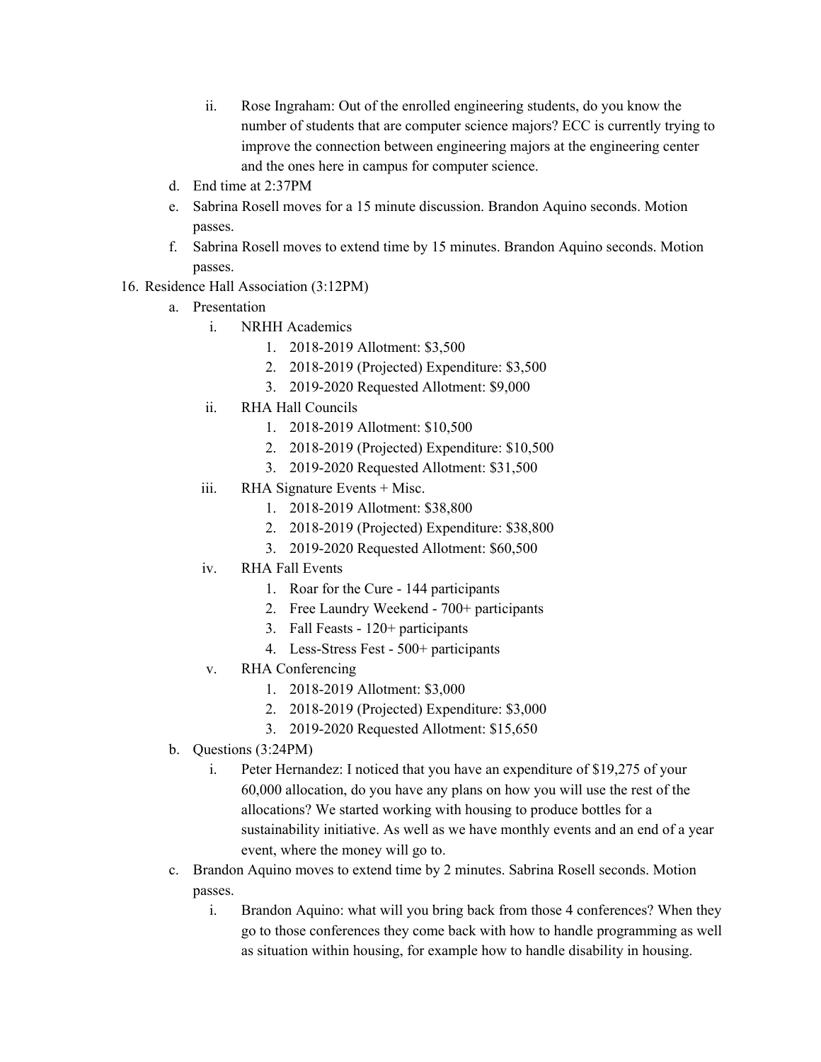ii. Rose Ingraham: Out of the enrolled engineering students, do you know the number of students that are computer science majors? ECC is currently trying to improve the connection between engineering majors at the engineering center and the ones here in campus for computer science.

d. End time at 2:37PM

e. Sabrina Rosell moves for a 15 minute discussion. Brandon Aquino seconds. Motion passes.

f. Sabrina Rosell moves to extend time by 15 minutes. Brandon Aquino seconds. Motion passes.

16. Residence Hall Association (3:12PM)
    a. Presentation
        i. NRHH Academics
            1. 2018-2019 Allotment: $3,500
            2. 2018-2019 (Projected) Expenditure: $3,500
            3. 2019-2020 Requested Allotment: $9,000
        ii. RHA Hall Councils
            1. 2018-2019 Allotment: $10,500
            2. 2018-2019 (Projected) Expenditure: $10,500
            3. 2019-2020 Requested Allotment: $31,500
        iii. RHA Signature Events + Misc.
            1. 2018-2019 Allotment: $38,800
            2. 2018-2019 (Projected) Expenditure: $38,800
            3. 2019-2020 Requested Allotment: $60,500
        iv. RHA Fall Events
            1. Roar for the Cure - 144 participants
            2. Free Laundry Weekend - 700+ participants
            3. Fall Feasts - 120+ participants
            4. Less-Stress Fest - 500+ participants
        v. RHA Conferencing
            1. 2018-2019 Allotment: $3,000
            2. 2018-2019 (Projected) Expenditure: $3,000
            3. 2019-2020 Requested Allotment: $15,650
    b. Questions (3:24PM)
        i. Peter Hernandez: I noticed that you have an expenditure of $19,275 of your 60,000 allocation, do you have any plans on how you will use the rest of the allocations? We started working with housing to produce bottles for a sustainability initiative. As well as we have monthly events and an end of a year event, where the money will go to.
    c. Brandon Aquino moves to extend time by 2 minutes. Sabrina Rosell seconds. Motion passes.
        i. Brandon Aquino: what will you bring back from those 4 conferences? When they go to those conferences they come back with how to handle programming as well as situation within housing, for example how to handle disability in housing.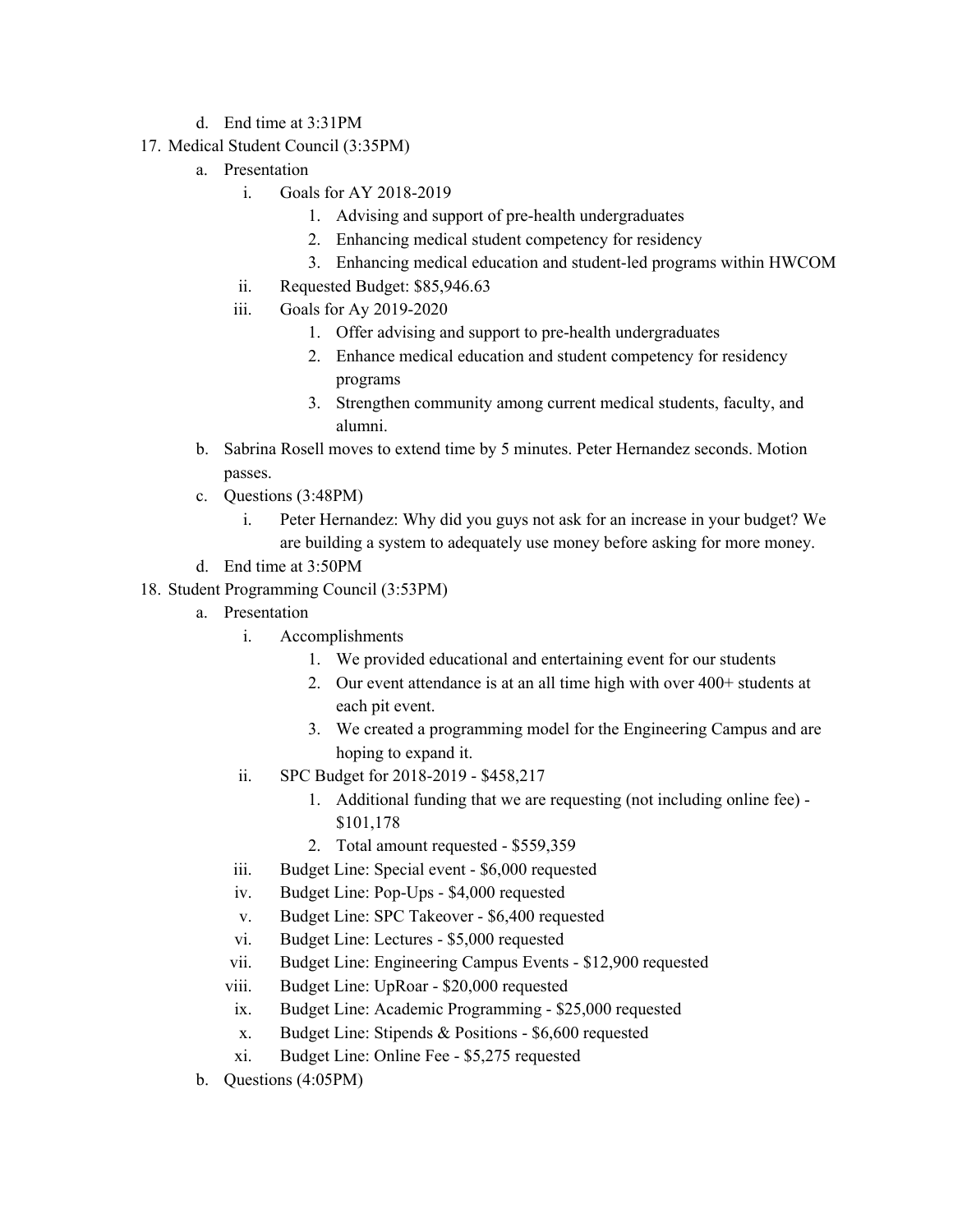d. End time at 3:31PM

17. Medical Student Council (3:35PM)
   a. Presentation
      i. Goals for AY 2018-2019
         1. Advising and support of pre-health undergraduates
         2. Enhancing medical student competency for residency
         3. Enhancing medical education and student-led programs within HWCOM
      ii. Requested Budget: $85,946.63
      iii. Goals for Ay 2019-2020
         1. Offer advising and support to pre-health undergraduates
         2. Enhance medical education and student competency for residency programs
         3. Strengthen community among current medical students, faculty, and alumni.
   b. Sabrina Rosell moves to extend time by 5 minutes. Peter Hernandez seconds. Motion passes.
   c. Questions (3:48PM)
      i. Peter Hernandez: Why did you guys not ask for an increase in your budget? We are building a system to adequately use money before asking for more money.
   d. End time at 3:50PM

18. Student Programming Council (3:53PM)
   a. Presentation
      i. Accomplishments
         1. We provided educational and entertaining event for our students
         2. Our event attendance is at an all time high with over 400+ students at each pit event.
         3. We created a programming model for the Engineering Campus and are hoping to expand it.
      ii. SPC Budget for 2018-2019 - $458,217
         1. Additional funding that we are requesting (not including online fee) - $101,178
         2. Total amount requested - $559,359
      iii. Budget Line: Special event - $6,000 requested
      iv. Budget Line: Pop-Ups - $4,000 requested
      v. Budget Line: SPC Takeover - $6,400 requested
      vi. Budget Line: Lectures - $5,000 requested
      vii. Budget Line: Engineering Campus Events - $12,900 requested
      viii. Budget Line: UpRoar - $20,000 requested
      ix. Budget Line: Academic Programming - $25,000 requested
      x. Budget Line: Stipends & Positions - $6,600 requested
      xi. Budget Line: Online Fee - $5,275 requested
   b. Questions (4:05PM)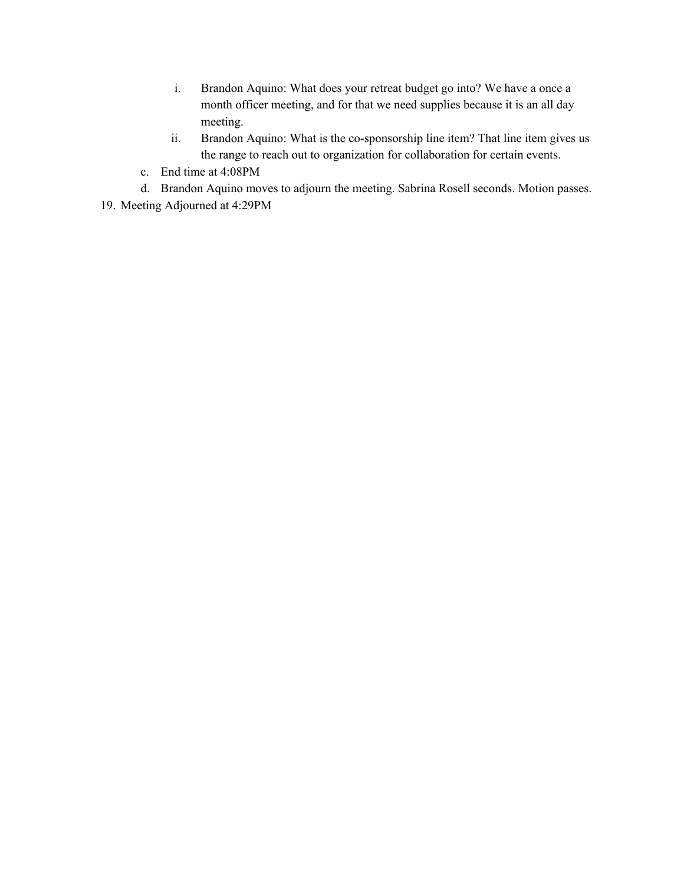i. Brandon Aquino: What does your retreat budget go into? We have a once a month officer meeting, and for that we need supplies because it is an all day meeting.
   ii. Brandon Aquino: What is the co-sponsorship line item? That line item gives us the range to reach out to organization for collaboration for certain events.

c. End time at 4:08PM

d. Brandon Aquino moves to adjourn the meeting. Sabrina Rosell seconds. Motion passes.

19. Meeting Adjourned at 4:29PM